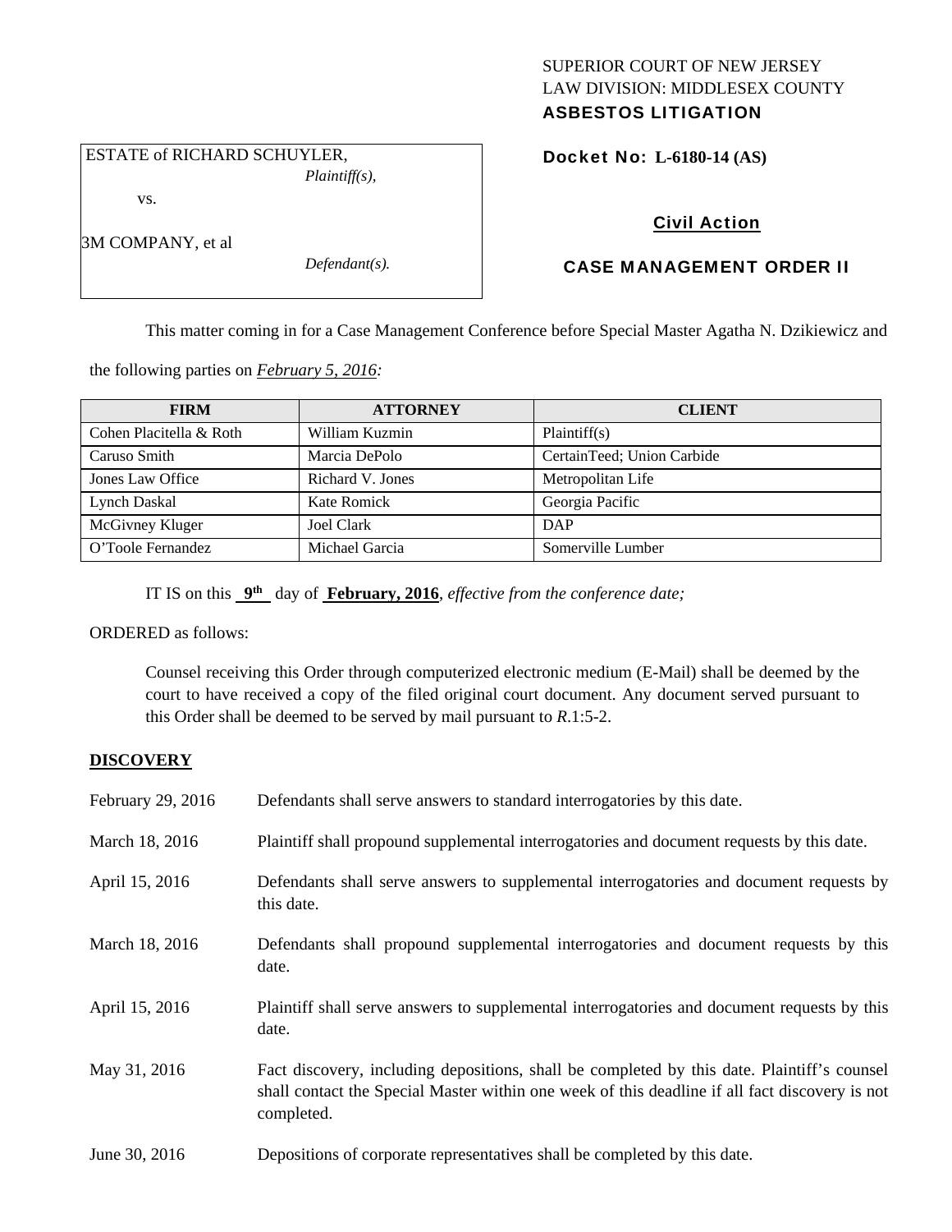SUPERIOR COURT OF NEW JERSEY
LAW DIVISION: MIDDLESEX COUNTY
**ASBESTOS LITIGATION**

ESTATE of RICHARD SCHUYLER,
*Plaintiff(s),*

vs.

3M COMPANY, et al
*Defendant(s).*

**Docket No: L-6180-14 (AS)**

## Civil Action

## CASE MANAGEMENT ORDER II

This matter coming in for a Case Management Conference before Special Master Agatha N. Dzikiewicz and the following parties on *February 5, 2016:*

| FIRM | ATTORNEY | CLIENT |
|---|---|---|
| Cohen Placitella & Roth | William Kuzmin | Plaintiff(s) |
| Caruso Smith | Marcia DePolo | CertainTeed; Union Carbide |
| Jones Law Office | Richard V. Jones | Metropolitan Life |
| Lynch Daskal | Kate Romick | Georgia Pacific |
| McGivney Kluger | Joel Clark | DAP |
| O'Toole Fernandez | Michael Garcia | Somerville Lumber |

IT IS on this **9th** day of **February, 2016**, *effective from the conference date;*

ORDERED as follows:

Counsel receiving this Order through computerized electronic medium (E-Mail) shall be deemed by the court to have received a copy of the filed original court document. Any document served pursuant to this Order shall be deemed to be served by mail pursuant to *R*.1:5-2.

**DISCOVERY**

February 29, 2016 — Defendants shall serve answers to standard interrogatories by this date.

March 18, 2016 — Plaintiff shall propound supplemental interrogatories and document requests by this date.

April 15, 2016 — Defendants shall serve answers to supplemental interrogatories and document requests by this date.

March 18, 2016 — Defendants shall propound supplemental interrogatories and document requests by this date.

April 15, 2016 — Plaintiff shall serve answers to supplemental interrogatories and document requests by this date.

May 31, 2016 — Fact discovery, including depositions, shall be completed by this date. Plaintiff's counsel shall contact the Special Master within one week of this deadline if all fact discovery is not completed.

June 30, 2016 — Depositions of corporate representatives shall be completed by this date.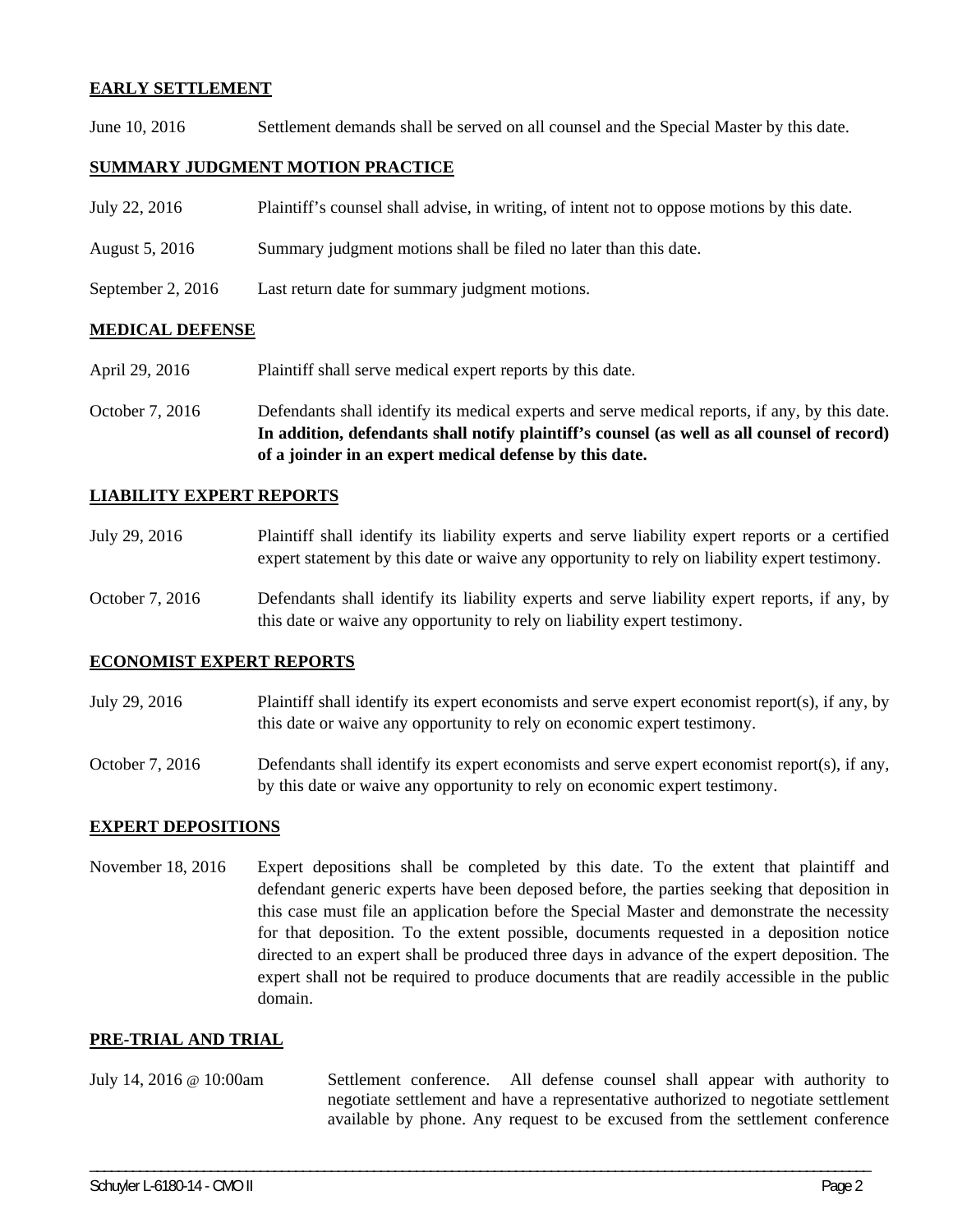**EARLY SETTLEMENT**

June 10, 2016 Settlement demands shall be served on all counsel and the Special Master by this date.

**SUMMARY JUDGMENT MOTION PRACTICE**

July 22, 2016 Plaintiff's counsel shall advise, in writing, of intent not to oppose motions by this date.

August 5, 2016 Summary judgment motions shall be filed no later than this date.

September 2, 2016 Last return date for summary judgment motions.

**MEDICAL DEFENSE**

April 29, 2016 Plaintiff shall serve medical expert reports by this date.

October 7, 2016 Defendants shall identify its medical experts and serve medical reports, if any, by this date. **In addition, defendants shall notify plaintiff's counsel (as well as all counsel of record) of a joinder in an expert medical defense by this date.**

**LIABILITY EXPERT REPORTS**

July 29, 2016 Plaintiff shall identify its liability experts and serve liability expert reports or a certified expert statement by this date or waive any opportunity to rely on liability expert testimony.

October 7, 2016 Defendants shall identify its liability experts and serve liability expert reports, if any, by this date or waive any opportunity to rely on liability expert testimony.

**ECONOMIST EXPERT REPORTS**

July 29, 2016 Plaintiff shall identify its expert economists and serve expert economist report(s), if any, by this date or waive any opportunity to rely on economic expert testimony.

October 7, 2016 Defendants shall identify its expert economists and serve expert economist report(s), if any, by this date or waive any opportunity to rely on economic expert testimony.

**EXPERT DEPOSITIONS**

November 18, 2016 Expert depositions shall be completed by this date. To the extent that plaintiff and defendant generic experts have been deposed before, the parties seeking that deposition in this case must file an application before the Special Master and demonstrate the necessity for that deposition. To the extent possible, documents requested in a deposition notice directed to an expert shall be produced three days in advance of the expert deposition. The expert shall not be required to produce documents that are readily accessible in the public domain.

**PRE-TRIAL AND TRIAL**

July 14, 2016 @ 10:00am Settlement conference. All defense counsel shall appear with authority to negotiate settlement and have a representative authorized to negotiate settlement available by phone. Any request to be excused from the settlement conference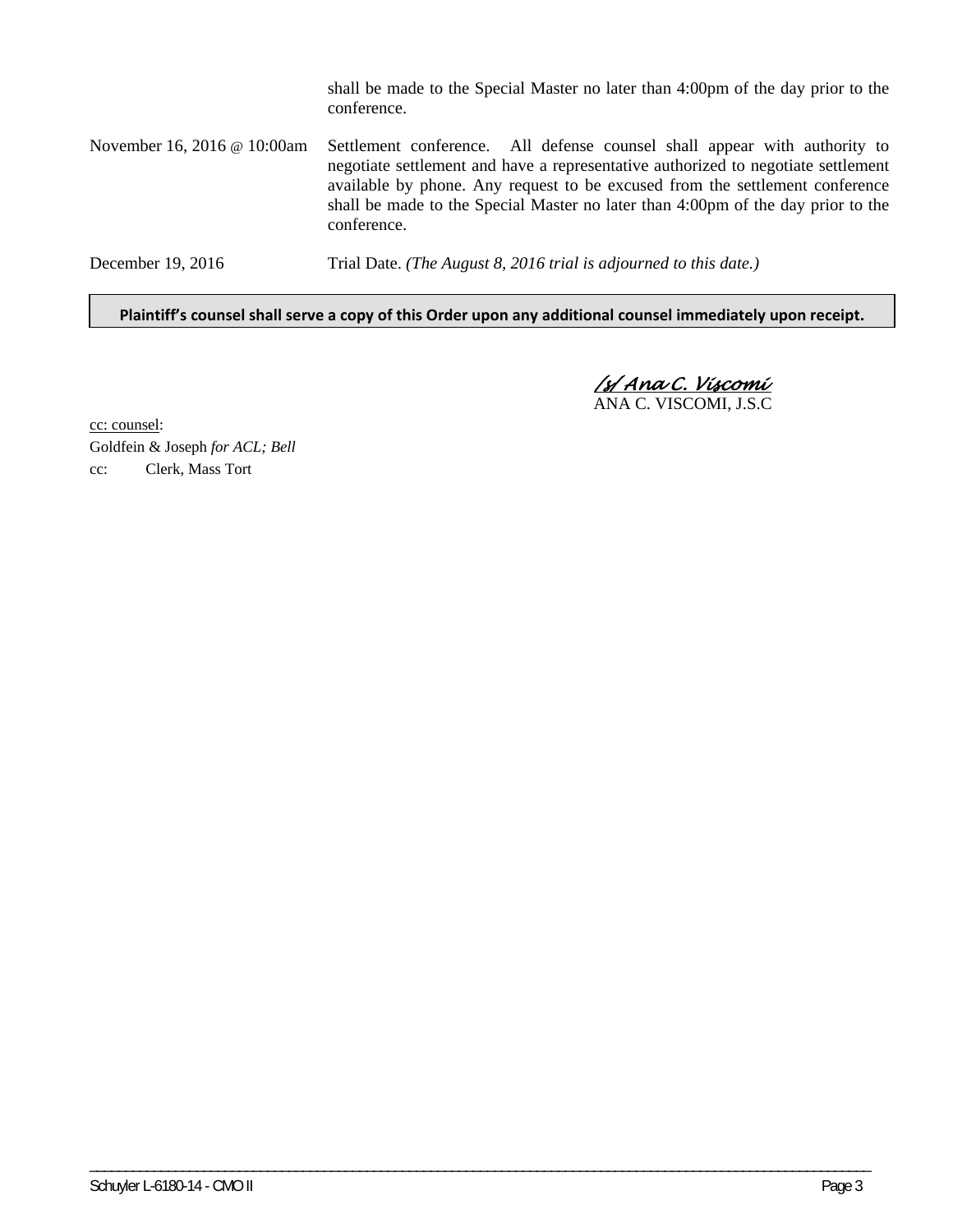| | |
|---|---|
| | shall be made to the Special Master no later than 4:00pm of the day prior to the conference. |
| November 16, 2016 @ 10:00am | Settlement conference. All defense counsel shall appear with authority to negotiate settlement and have a representative authorized to negotiate settlement available by phone. Any request to be excused from the settlement conference shall be made to the Special Master no later than 4:00pm of the day prior to the conference. |
| December 19, 2016 | Trial Date. *(The August 8, 2016 trial is adjourned to this date.)* |

**Plaintiff's counsel shall serve a copy of this Order upon any additional counsel immediately upon receipt.**

/s/ Ana C. Viscomi
ANA C. VISCOMI, J.S.C

cc: counsel:
Goldfein & Joseph *for ACL; Bell*
cc: Clerk, Mass Tort